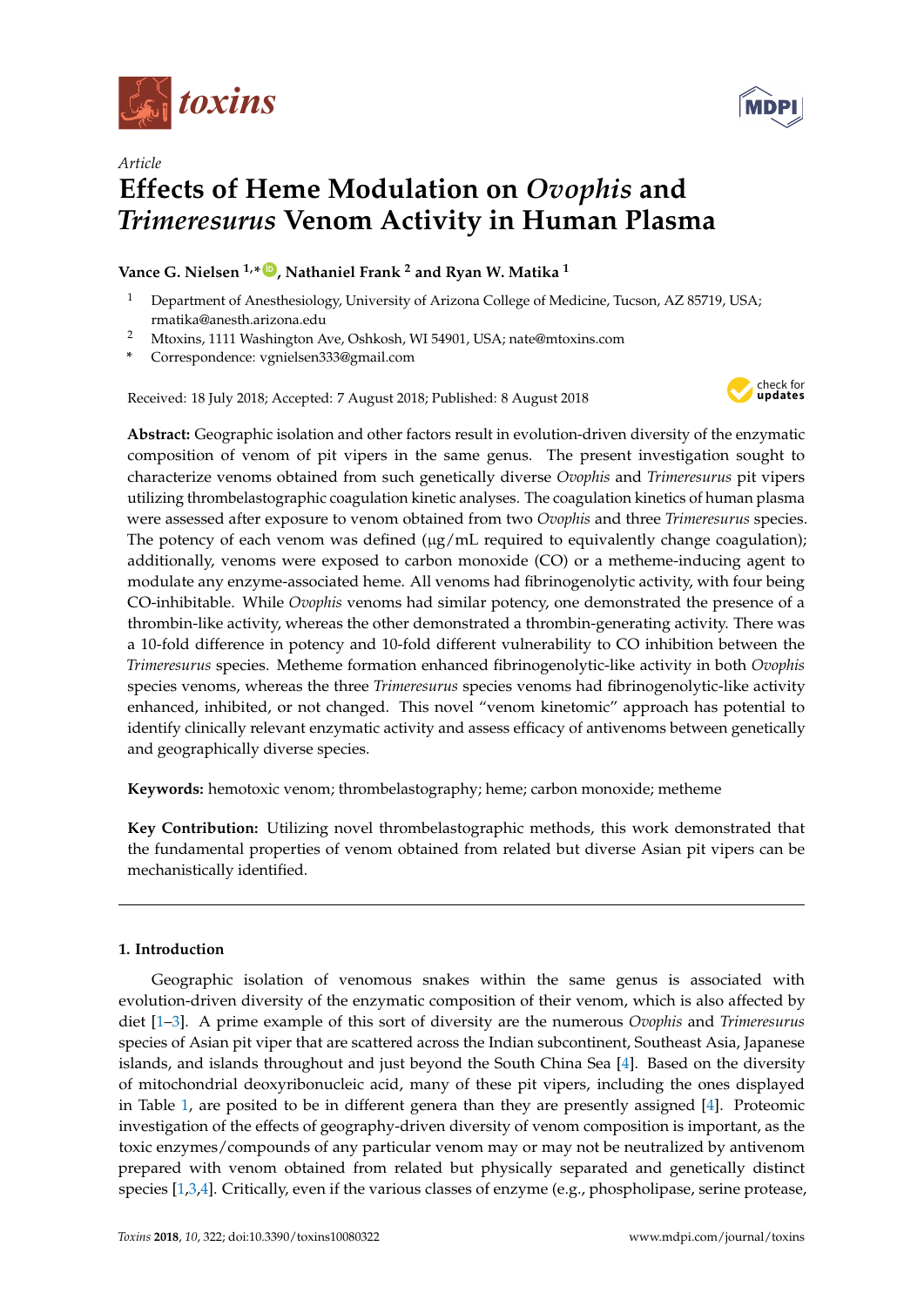Article

# Effects of Heme Modulation on *Ovophis* and *Trimeresurus* Venom Activity in Human Plasma

**Vance G. Nielsen [1,*], Nathaniel Frank [2] and Ryan W. Matika [1]**

[1] Department of Anesthesiology, University of Arizona College of Medicine, Tucson, AZ 85719, USA; rmatika@anesth.arizona.edu

[2] Mtoxins, 1111 Washington Ave, Oshkosh, WI 54901, USA; nate@mtoxins.com

[*] Correspondence: vgnielsen333@gmail.com

Received: 18 July 2018; Accepted: 7 August 2018; Published: 8 August 2018

**Abstract:** Geographic isolation and other factors result in evolution-driven diversity of the enzymatic composition of venom of pit vipers in the same genus. The present investigation sought to characterize venoms obtained from such genetically diverse *Ovophis* and *Trimeresurus* pit vipers utilizing thrombelastographic coagulation kinetic analyses. The coagulation kinetics of human plasma were assessed after exposure to venom obtained from two *Ovophis* and three *Trimeresurus* species. The potency of each venom was defined (μg/mL required to equivalently change coagulation); additionally, venoms were exposed to carbon monoxide (CO) or a metheme-inducing agent to modulate any enzyme-associated heme. All venoms had fibrinogenolytic activity, with four being CO-inhibitable. While *Ovophis* venoms had similar potency, one demonstrated the presence of a thrombin-like activity, whereas the other demonstrated a thrombin-generating activity. There was a 10-fold difference in potency and 10-fold different vulnerability to CO inhibition between the *Trimeresurus* species. Metheme formation enhanced fibrinogenolytic-like activity in both *Ovophis* species venoms, whereas the three *Trimeresurus* species venoms had fibrinogenolytic-like activity enhanced, inhibited, or not changed. This novel "venom kinetomic" approach has potential to identify clinically relevant enzymatic activity and assess efficacy of antivenoms between genetically and geographically diverse species.

**Keywords:** hemotoxic venom; thrombelastography; heme; carbon monoxide; metheme

**Key Contribution:** Utilizing novel thrombelastographic methods, this work demonstrated that the fundamental properties of venom obtained from related but diverse Asian pit vipers can be mechanistically identified.

## 1. Introduction

Geographic isolation of venomous snakes within the same genus is associated with evolution-driven diversity of the enzymatic composition of their venom, which is also affected by diet [1–3]. A prime example of this sort of diversity are the numerous *Ovophis* and *Trimeresurus* species of Asian pit viper that are scattered across the Indian subcontinent, Southeast Asia, Japanese islands, and islands throughout and just beyond the South China Sea [4]. Based on the diversity of mitochondrial deoxyribonucleic acid, many of these pit vipers, including the ones displayed in Table 1, are posited to be in different genera than they are presently assigned [4]. Proteomic investigation of the effects of geography-driven diversity of venom composition is important, as the toxic enzymes/compounds of any particular venom may or may not be neutralized by antivenom prepared with venom obtained from related but physically separated and genetically distinct species [1,3,4]. Critically, even if the various classes of enzyme (e.g., phospholipase, serine protease,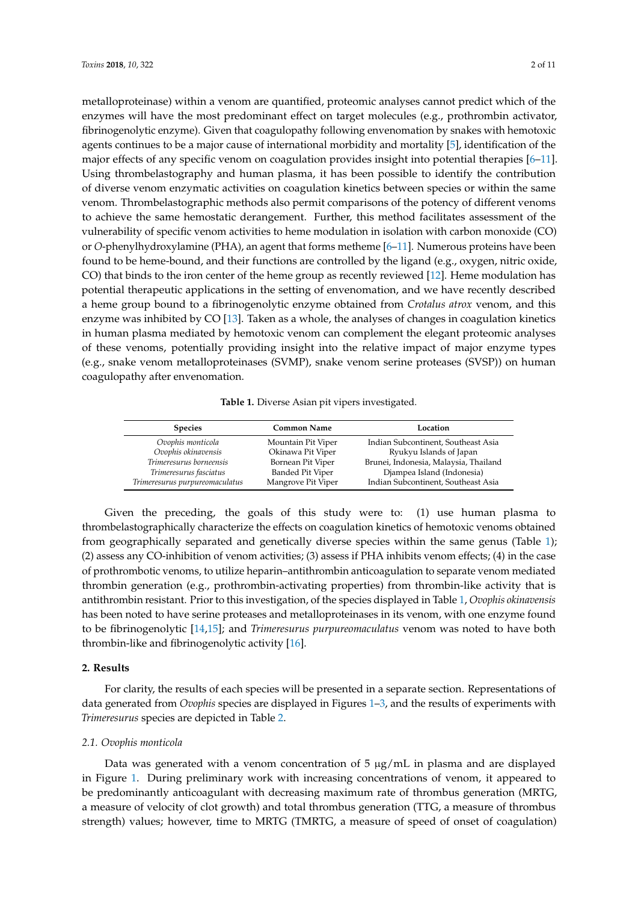metalloproteinase) within a venom are quantified, proteomic analyses cannot predict which of the enzymes will have the most predominant effect on target molecules (e.g., prothrombin activator, fibrinogenolytic enzyme). Given that coagulopathy following envenomation by snakes with hemotoxic agents continues to be a major cause of international morbidity and mortality [5], identification of the major effects of any specific venom on coagulation provides insight into potential therapies [6–11]. Using thrombelastography and human plasma, it has been possible to identify the contribution of diverse venom enzymatic activities on coagulation kinetics between species or within the same venom. Thrombelastographic methods also permit comparisons of the potency of different venoms to achieve the same hemostatic derangement. Further, this method facilitates assessment of the vulnerability of specific venom activities to heme modulation in isolation with carbon monoxide (CO) or *O*-phenylhydroxylamine (PHA), an agent that forms metheme [6–11]. Numerous proteins have been found to be heme-bound, and their functions are controlled by the ligand (e.g., oxygen, nitric oxide, CO) that binds to the iron center of the heme group as recently reviewed [12]. Heme modulation has potential therapeutic applications in the setting of envenomation, and we have recently described a heme group bound to a fibrinogenolytic enzyme obtained from *Crotalus atrox* venom, and this enzyme was inhibited by CO [13]. Taken as a whole, the analyses of changes in coagulation kinetics in human plasma mediated by hemotoxic venom can complement the elegant proteomic analyses of these venoms, potentially providing insight into the relative impact of major enzyme types (e.g., snake venom metalloproteinases (SVMP), snake venom serine proteases (SVSP)) on human coagulopathy after envenomation.

**Table 1.** Diverse Asian pit vipers investigated.

| Species | Common Name | Location |
| --- | --- | --- |
| *Ovophis monticola* | Mountain Pit Viper | Indian Subcontinent, Southeast Asia |
| *Ovophis okinavensis* | Okinawa Pit Viper | Ryukyu Islands of Japan |
| *Trimeresurus borneensis* | Bornean Pit Viper | Brunei, Indonesia, Malaysia, Thailand |
| *Trimeresurus fasciatus* | Banded Pit Viper | Djampea Island (Indonesia) |
| *Trimeresurus purpureomaculatus* | Mangrove Pit Viper | Indian Subcontinent, Southeast Asia |

Given the preceding, the goals of this study were to: (1) use human plasma to thrombelastographically characterize the effects on coagulation kinetics of hemotoxic venoms obtained from geographically separated and genetically diverse species within the same genus (Table 1); (2) assess any CO-inhibition of venom activities; (3) assess if PHA inhibits venom effects; (4) in the case of prothrombotic venoms, to utilize heparin–antithrombin anticoagulation to separate venom mediated thrombin generation (e.g., prothrombin-activating properties) from thrombin-like activity that is antithrombin resistant. Prior to this investigation, of the species displayed in Table 1, *Ovophis okinavensis* has been noted to have serine proteases and metalloproteinases in its venom, with one enzyme found to be fibrinogenolytic [14,15]; and *Trimeresurus purpureomaculatus* venom was noted to have both thrombin-like and fibrinogenolytic activity [16].

## 2. Results

For clarity, the results of each species will be presented in a separate section. Representations of data generated from *Ovophis* species are displayed in Figures 1–3, and the results of experiments with *Trimeresurus* species are depicted in Table 2.

### 2.1. *Ovophis monticola*

Data was generated with a venom concentration of 5 μg/mL in plasma and are displayed in Figure 1. During preliminary work with increasing concentrations of venom, it appeared to be predominantly anticoagulant with decreasing maximum rate of thrombus generation (MRTG, a measure of velocity of clot growth) and total thrombus generation (TTG, a measure of thrombus strength) values; however, time to MRTG (TMRTG, a measure of speed of onset of coagulation)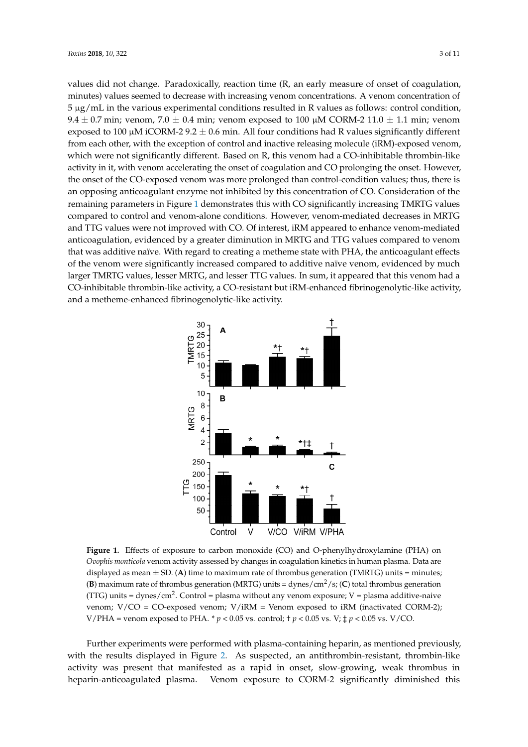values did not change. Paradoxically, reaction time (R, an early measure of onset of coagulation, minutes) values seemed to decrease with increasing venom concentrations. A venom concentration of 5 μg/mL in the various experimental conditions resulted in R values as follows: control condition, 9.4 ± 0.7 min; venom, 7.0 ± 0.4 min; venom exposed to 100 μM CORM-2 11.0 ± 1.1 min; venom exposed to 100 μM iCORM-2 9.2 ± 0.6 min. All four conditions had R values significantly different from each other, with the exception of control and inactive releasing molecule (iRM)-exposed venom, which were not significantly different. Based on R, this venom had a CO-inhibitable thrombin-like activity in it, with venom accelerating the onset of coagulation and CO prolonging the onset. However, the onset of the CO-exposed venom was more prolonged than control-condition values; thus, there is an opposing anticoagulant enzyme not inhibited by this concentration of CO. Consideration of the remaining parameters in Figure 1 demonstrates this with CO significantly increasing TMRTG values compared to control and venom-alone conditions. However, venom-mediated decreases in MRTG and TTG values were not improved with CO. Of interest, iRM appeared to enhance venom-mediated anticoagulation, evidenced by a greater diminution in MRTG and TTG values compared to venom that was additive naïve. With regard to creating a metheme state with PHA, the anticoagulant effects of the venom were significantly increased compared to additive naïve venom, evidenced by much larger TMRTG values, lesser MRTG, and lesser TTG values. In sum, it appeared that this venom had a CO-inhibitable thrombin-like activity, a CO-resistant but iRM-enhanced fibrinogenolytic-like activity, and a metheme-enhanced fibrinogenolytic-like activity.

**Figure 1.** Effects of exposure to carbon monoxide (CO) and O-phenylhydroxylamine (PHA) on *Ovophis monticola* venom activity assessed by changes in coagulation kinetics in human plasma. Data are displayed as mean ± SD. (**A**) time to maximum rate of thrombus generation (TMRTG) units = minutes; (**B**) maximum rate of thrombus generation (MRTG) units = dynes/cm$^2$/s; (**C**) total thrombus generation (TTG) units = dynes/cm$^2$. Control = plasma without any venom exposure; V = plasma additive-naive venom; V/CO = CO-exposed venom; V/iRM = Venom exposed to iRM (inactivated CORM-2); V/PHA = venom exposed to PHA. * $p < 0.05$ vs. control; † $p < 0.05$ vs. V; ‡ $p < 0.05$ vs. V/CO.

Further experiments were performed with plasma-containing heparin, as mentioned previously, with the results displayed in Figure 2. As suspected, an antithrombin-resistant, thrombin-like activity was present that manifested as a rapid in onset, slow-growing, weak thrombus in heparin-anticoagulated plasma. Venom exposure to CORM-2 significantly diminished this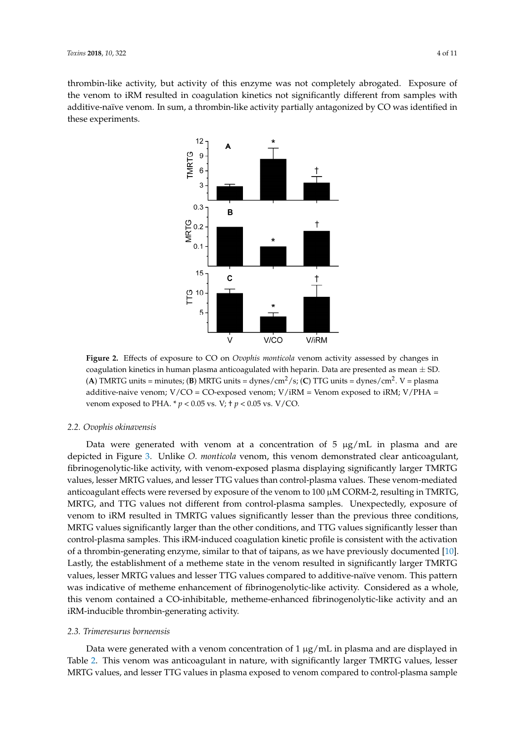thrombin-like activity, but activity of this enzyme was not completely abrogated. Exposure of the venom to iRM resulted in coagulation kinetics not significantly different from samples with additive-naïve venom. In sum, a thrombin-like activity partially antagonized by CO was identified in these experiments.

**Figure 2.** Effects of exposure to CO on *Ovophis monticola* venom activity assessed by changes in coagulation kinetics in human plasma anticoagulated with heparin. Data are presented as mean ± SD. (**A**) TMRTG units = minutes; (**B**) MRTG units = dynes/cm$^2$/s; (**C**) TTG units = dynes/cm$^2$. V = plasma additive-naive venom; V/CO = CO-exposed venom; V/iRM = Venom exposed to iRM; V/PHA = venom exposed to PHA. * $p < 0.05$ vs. V; † $p < 0.05$ vs. V/CO.

### 2.2. *Ovophis okinavensis*

Data were generated with venom at a concentration of 5 μg/mL in plasma and are depicted in Figure 3. Unlike *O. monticola* venom, this venom demonstrated clear anticoagulant, fibrinogenolytic-like activity, with venom-exposed plasma displaying significantly larger TMRTG values, lesser MRTG values, and lesser TTG values than control-plasma values. These venom-mediated anticoagulant effects were reversed by exposure of the venom to 100 μM CORM-2, resulting in TMRTG, MRTG, and TTG values not different from control-plasma samples. Unexpectedly, exposure of venom to iRM resulted in TMRTG values significantly lesser than the previous three conditions, MRTG values significantly larger than the other conditions, and TTG values significantly lesser than control-plasma samples. This iRM-induced coagulation kinetic profile is consistent with the activation of a thrombin-generating enzyme, similar to that of taipans, as we have previously documented [10]. Lastly, the establishment of a metheme state in the venom resulted in significantly larger TMRTG values, lesser MRTG values and lesser TTG values compared to additive-naïve venom. This pattern was indicative of metheme enhancement of fibrinogenolytic-like activity. Considered as a whole, this venom contained a CO-inhibitable, metheme-enhanced fibrinogenolytic-like activity and an iRM-inducible thrombin-generating activity.

### 2.3. *Trimeresurus borneensis*

Data were generated with a venom concentration of 1 μg/mL in plasma and are displayed in Table 2. This venom was anticoagulant in nature, with significantly larger TMRTG values, lesser MRTG values, and lesser TTG values in plasma exposed to venom compared to control-plasma sample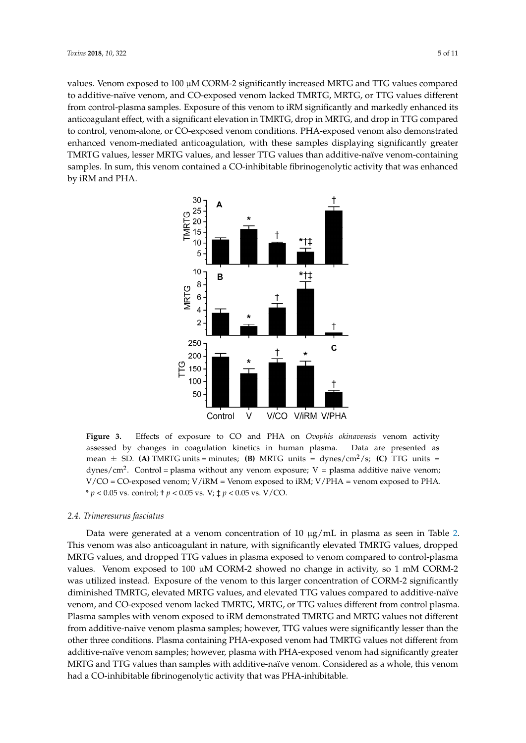values. Venom exposed to 100 μM CORM-2 significantly increased MRTG and TTG values compared to additive-naïve venom, and CO-exposed venom lacked TMRTG, MRTG, or TTG values different from control-plasma samples. Exposure of this venom to iRM significantly and markedly enhanced its anticoagulant effect, with a significant elevation in TMRTG, drop in MRTG, and drop in TTG compared to control, venom-alone, or CO-exposed venom conditions. PHA-exposed venom also demonstrated enhanced venom-mediated anticoagulation, with these samples displaying significantly greater TMRTG values, lesser MRTG values, and lesser TTG values than additive-naïve venom-containing samples. In sum, this venom contained a CO-inhibitable fibrinogenolytic activity that was enhanced by iRM and PHA.

**Figure 3.** Effects of exposure to CO and PHA on *Ovophis okinavensis* venom activity assessed by changes in coagulation kinetics in human plasma. Data are presented as mean ± SD. **(A)** TMRTG units = minutes; **(B)** MRTG units = dynes/cm$^2$/s; **(C)** TTG units = dynes/cm$^2$. Control = plasma without any venom exposure; V = plasma additive naive venom; V/CO = CO-exposed venom; V/iRM = Venom exposed to iRM; V/PHA = venom exposed to PHA. * $p < 0.05$ vs. control; † $p < 0.05$ vs. V; ‡ $p < 0.05$ vs. V/CO.

### 2.4. *Trimeresurus fasciatus*

Data were generated at a venom concentration of 10 μg/mL in plasma as seen in Table 2. This venom was also anticoagulant in nature, with significantly elevated TMRTG values, dropped MRTG values, and dropped TTG values in plasma exposed to venom compared to control-plasma values. Venom exposed to 100 μM CORM-2 showed no change in activity, so 1 mM CORM-2 was utilized instead. Exposure of the venom to this larger concentration of CORM-2 significantly diminished TMRTG, elevated MRTG values, and elevated TTG values compared to additive-naïve venom, and CO-exposed venom lacked TMRTG, MRTG, or TTG values different from control plasma. Plasma samples with venom exposed to iRM demonstrated TMRTG and MRTG values not different from additive-naïve venom plasma samples; however, TTG values were significantly lesser than the other three conditions. Plasma containing PHA-exposed venom had TMRTG values not different from additive-naïve venom samples; however, plasma with PHA-exposed venom had significantly greater MRTG and TTG values than samples with additive-naïve venom. Considered as a whole, this venom had a CO-inhibitable fibrinogenolytic activity that was PHA-inhibitable.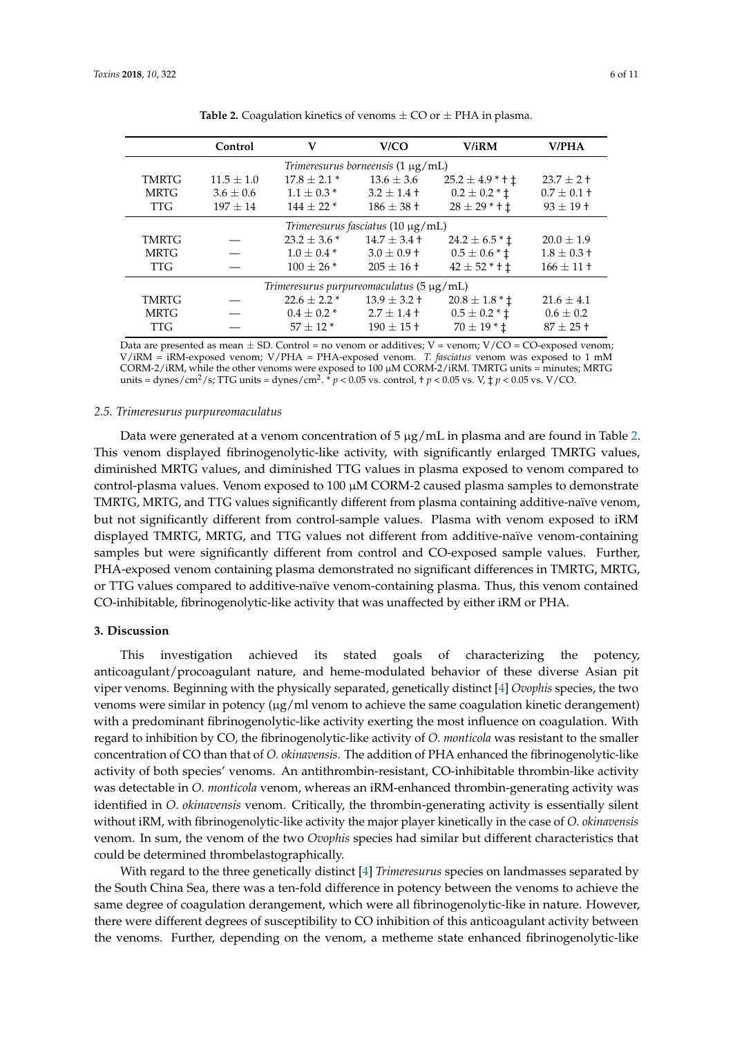**Table 2.** Coagulation kinetics of venoms ± CO or ± PHA in plasma.

| | Control | V | V/CO | V/iRM | V/PHA |
|---|---|---|---|---|---|
| | | *Trimeresurus borneensis* (1 μg/mL) | | | |
| TMRTG | 11.5 ± 1.0 | 17.8 ± 2.1 * | 13.6 ± 3.6 | 25.2 ± 4.9 * † ‡ | 23.7 ± 2 † |
| MRTG | 3.6 ± 0.6 | 1.1 ± 0.3 * | 3.2 ± 1.4 † | 0.2 ± 0.2 * ‡ | 0.7 ± 0.1 † |
| TTG | 197 ± 14 | 144 ± 22 * | 186 ± 38 † | 28 ± 29 * † ‡ | 93 ± 19 † |
| | | *Trimeresurus fasciatus* (10 μg/mL) | | | |
| TMRTG | — | 23.2 ± 3.6 * | 14.7 ± 3.4 † | 24.2 ± 6.5 * ‡ | 20.0 ± 1.9 |
| MRTG | — | 1.0 ± 0.4 * | 3.0 ± 0.9 † | 0.5 ± 0.6 * ‡ | 1.8 ± 0.3 † |
| TTG | — | 100 ± 26 * | 205 ± 16 † | 42 ± 52 * † ‡ | 166 ± 11 † |
| | | *Trimeresurus purpureomaculatus* (5 μg/mL) | | | |
| TMRTG | — | 22.6 ± 2.2 * | 13.9 ± 3.2 † | 20.8 ± 1.8 * ‡ | 21.6 ± 4.1 |
| MRTG | — | 0.4 ± 0.2 * | 2.7 ± 1.4 † | 0.5 ± 0.2 * ‡ | 0.6 ± 0.2 |
| TTG | — | 57 ± 12 * | 190 ± 15 † | 70 ± 19 * ‡ | 87 ± 25 † |

Data are presented as mean ± SD. Control = no venom or additives; V = venom; V/CO = CO-exposed venom; V/iRM = iRM-exposed venom; V/PHA = PHA-exposed venom. *T. fasciatus* venom was exposed to 1 mM CORM-2/iRM, while the other venoms were exposed to 100 μM CORM-2/iRM. TMRTG units = minutes; MRTG units = dynes/cm$^2$/s; TTG units = dynes/cm$^2$. * $p < 0.05$ vs. control, † $p < 0.05$ vs. V, ‡ $p < 0.05$ vs. V/CO.

### 2.5. *Trimeresurus purpureomaculatus*

Data were generated at a venom concentration of 5 μg/mL in plasma and are found in Table 2. This venom displayed fibrinogenolytic-like activity, with significantly enlarged TMRTG values, diminished MRTG values, and diminished TTG values in plasma exposed to venom compared to control-plasma values. Venom exposed to 100 μM CORM-2 caused plasma samples to demonstrate TMRTG, MRTG, and TTG values significantly different from plasma containing additive-naïve venom, but not significantly different from control-sample values. Plasma with venom exposed to iRM displayed TMRTG, MRTG, and TTG values not different from additive-naïve venom-containing samples but were significantly different from control and CO-exposed sample values. Further, PHA-exposed venom containing plasma demonstrated no significant differences in TMRTG, MRTG, or TTG values compared to additive-naïve venom-containing plasma. Thus, this venom contained CO-inhibitable, fibrinogenolytic-like activity that was unaffected by either iRM or PHA.

## 3. Discussion

This investigation achieved its stated goals of characterizing the potency, anticoagulant/procoagulant nature, and heme-modulated behavior of these diverse Asian pit viper venoms. Beginning with the physically separated, genetically distinct [4] *Ovophis* species, the two venoms were similar in potency (μg/ml venom to achieve the same coagulation kinetic derangement) with a predominant fibrinogenolytic-like activity exerting the most influence on coagulation. With regard to inhibition by CO, the fibrinogenolytic-like activity of *O. monticola* was resistant to the smaller concentration of CO than that of *O. okinavensis*. The addition of PHA enhanced the fibrinogenolytic-like activity of both species' venoms. An antithrombin-resistant, CO-inhibitable thrombin-like activity was detectable in *O. monticola* venom, whereas an iRM-enhanced thrombin-generating activity was identified in *O. okinavensis* venom. Critically, the thrombin-generating activity is essentially silent without iRM, with fibrinogenolytic-like activity the major player kinetically in the case of *O. okinavensis* venom. In sum, the venom of the two *Ovophis* species had similar but different characteristics that could be determined thrombelastographically.

With regard to the three genetically distinct [4] *Trimeresurus* species on landmasses separated by the South China Sea, there was a ten-fold difference in potency between the venoms to achieve the same degree of coagulation derangement, which were all fibrinogenolytic-like in nature. However, there were different degrees of susceptibility to CO inhibition of this anticoagulant activity between the venoms. Further, depending on the venom, a metheme state enhanced fibrinogenolytic-like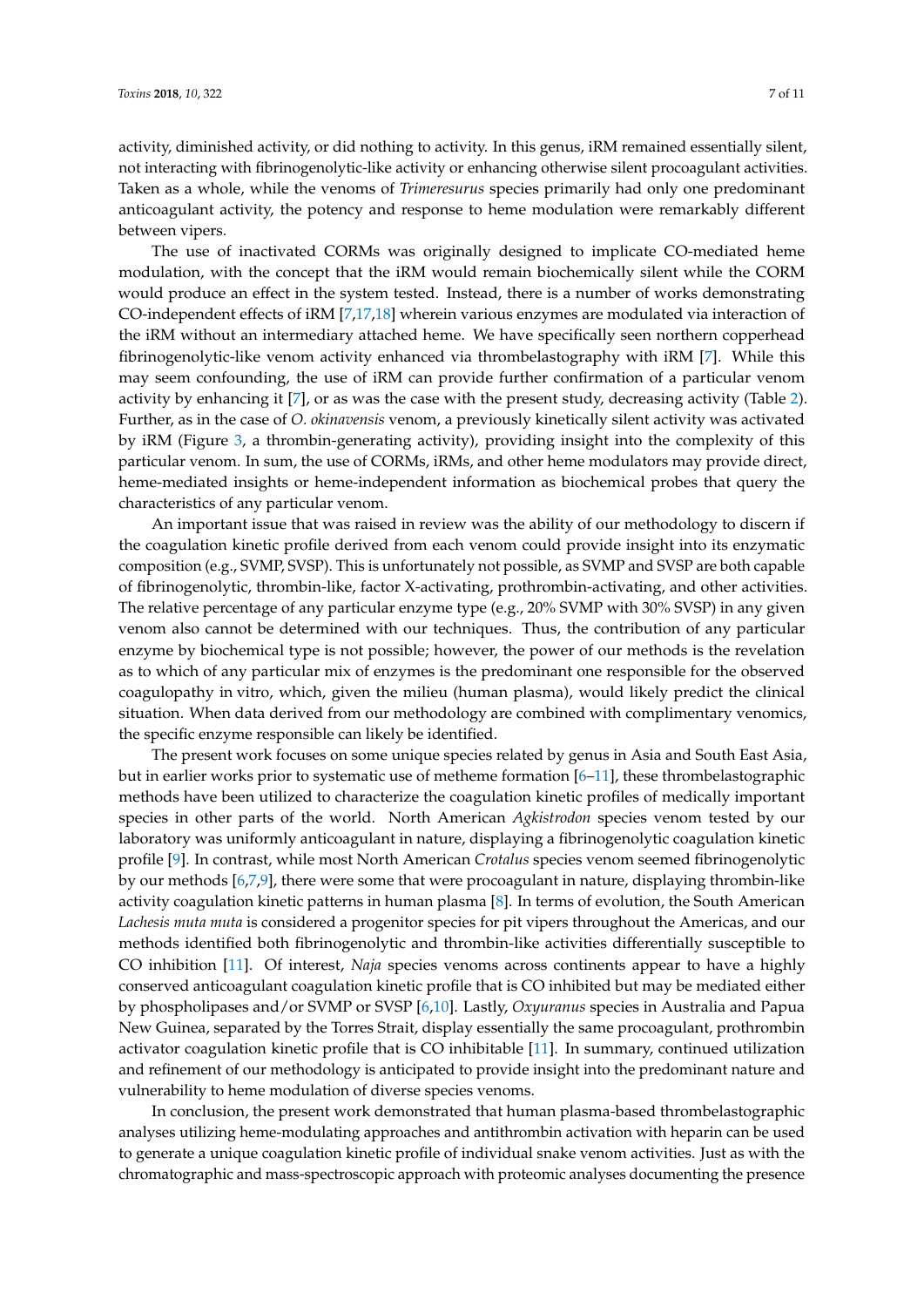activity, diminished activity, or did nothing to activity. In this genus, iRM remained essentially silent, not interacting with fibrinogenolytic-like activity or enhancing otherwise silent procoagulant activities. Taken as a whole, while the venoms of *Trimeresurus* species primarily had only one predominant anticoagulant activity, the potency and response to heme modulation were remarkably different between vipers.

The use of inactivated CORMs was originally designed to implicate CO-mediated heme modulation, with the concept that the iRM would remain biochemically silent while the CORM would produce an effect in the system tested. Instead, there is a number of works demonstrating CO-independent effects of iRM [7,17,18] wherein various enzymes are modulated via interaction of the iRM without an intermediary attached heme. We have specifically seen northern copperhead fibrinogenolytic-like venom activity enhanced via thrombelastography with iRM [7]. While this may seem confounding, the use of iRM can provide further confirmation of a particular venom activity by enhancing it [7], or as was the case with the present study, decreasing activity (Table 2). Further, as in the case of *O. okinavensis* venom, a previously kinetically silent activity was activated by iRM (Figure 3, a thrombin-generating activity), providing insight into the complexity of this particular venom. In sum, the use of CORMs, iRMs, and other heme modulators may provide direct, heme-mediated insights or heme-independent information as biochemical probes that query the characteristics of any particular venom.

An important issue that was raised in review was the ability of our methodology to discern if the coagulation kinetic profile derived from each venom could provide insight into its enzymatic composition (e.g., SVMP, SVSP). This is unfortunately not possible, as SVMP and SVSP are both capable of fibrinogenolytic, thrombin-like, factor X-activating, prothrombin-activating, and other activities. The relative percentage of any particular enzyme type (e.g., 20% SVMP with 30% SVSP) in any given venom also cannot be determined with our techniques. Thus, the contribution of any particular enzyme by biochemical type is not possible; however, the power of our methods is the revelation as to which of any particular mix of enzymes is the predominant one responsible for the observed coagulopathy in vitro, which, given the milieu (human plasma), would likely predict the clinical situation. When data derived from our methodology are combined with complimentary venomics, the specific enzyme responsible can likely be identified.

The present work focuses on some unique species related by genus in Asia and South East Asia, but in earlier works prior to systematic use of metheme formation [6–11], these thrombelastographic methods have been utilized to characterize the coagulation kinetic profiles of medically important species in other parts of the world. North American *Agkistrodon* species venom tested by our laboratory was uniformly anticoagulant in nature, displaying a fibrinogenolytic coagulation kinetic profile [9]. In contrast, while most North American *Crotalus* species venom seemed fibrinogenolytic by our methods [6,7,9], there were some that were procoagulant in nature, displaying thrombin-like activity coagulation kinetic patterns in human plasma [8]. In terms of evolution, the South American *Lachesis muta muta* is considered a progenitor species for pit vipers throughout the Americas, and our methods identified both fibrinogenolytic and thrombin-like activities differentially susceptible to CO inhibition [11]. Of interest, *Naja* species venoms across continents appear to have a highly conserved anticoagulant coagulation kinetic profile that is CO inhibited but may be mediated either by phospholipases and/or SVMP or SVSP [6,10]. Lastly, *Oxyuranus* species in Australia and Papua New Guinea, separated by the Torres Strait, display essentially the same procoagulant, prothrombin activator coagulation kinetic profile that is CO inhibitable [11]. In summary, continued utilization and refinement of our methodology is anticipated to provide insight into the predominant nature and vulnerability to heme modulation of diverse species venoms.

In conclusion, the present work demonstrated that human plasma-based thrombelastographic analyses utilizing heme-modulating approaches and antithrombin activation with heparin can be used to generate a unique coagulation kinetic profile of individual snake venom activities. Just as with the chromatographic and mass-spectroscopic approach with proteomic analyses documenting the presence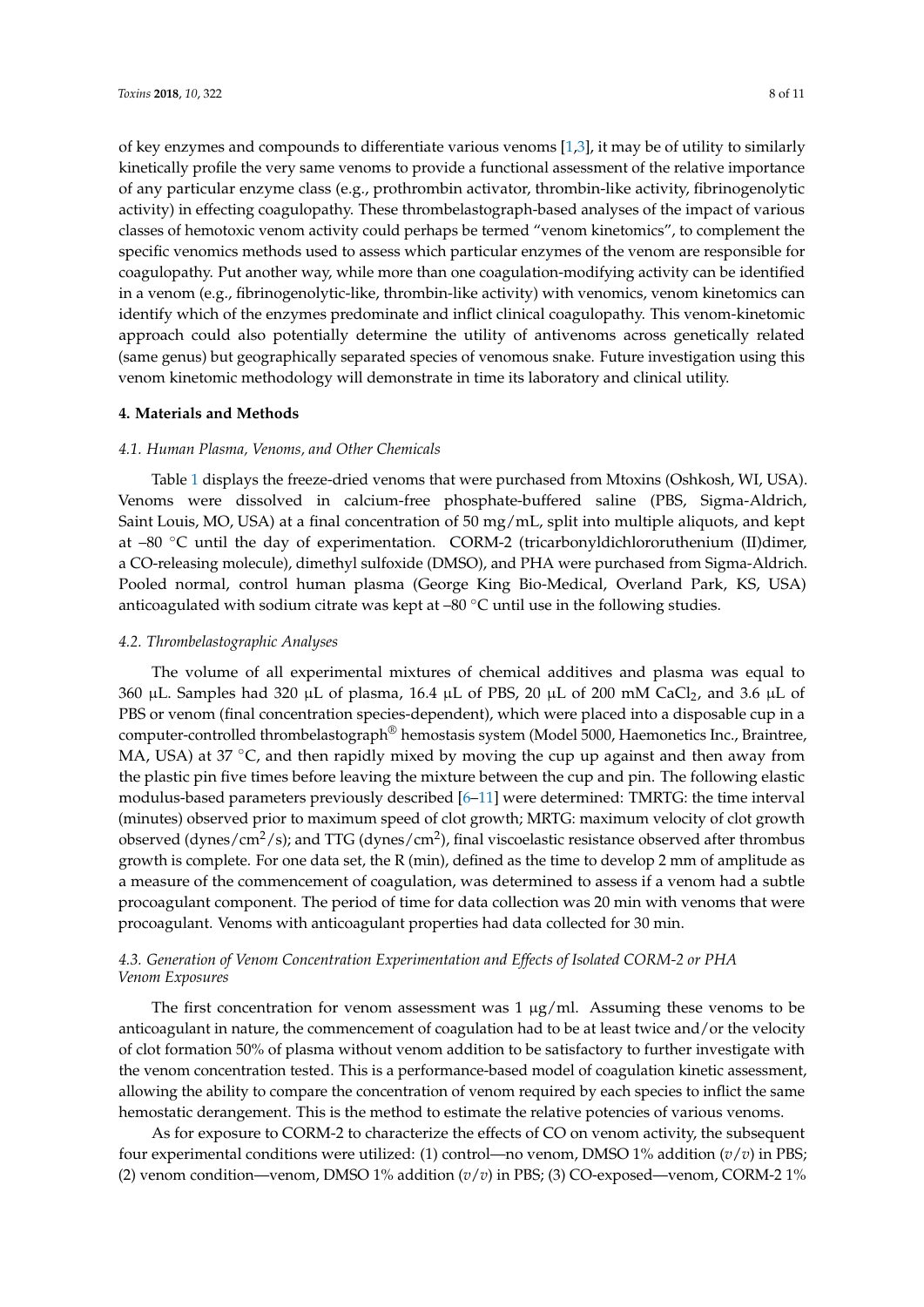of key enzymes and compounds to differentiate various venoms [1,3], it may be of utility to similarly kinetically profile the very same venoms to provide a functional assessment of the relative importance of any particular enzyme class (e.g., prothrombin activator, thrombin-like activity, fibrinogenolytic activity) in effecting coagulopathy. These thrombelastograph-based analyses of the impact of various classes of hemotoxic venom activity could perhaps be termed "venom kinetomics", to complement the specific venomics methods used to assess which particular enzymes of the venom are responsible for coagulopathy. Put another way, while more than one coagulation-modifying activity can be identified in a venom (e.g., fibrinogenolytic-like, thrombin-like activity) with venomics, venom kinetomics can identify which of the enzymes predominate and inflict clinical coagulopathy. This venom-kinetomic approach could also potentially determine the utility of antivenoms across genetically related (same genus) but geographically separated species of venomous snake. Future investigation using this venom kinetomic methodology will demonstrate in time its laboratory and clinical utility.

## 4. Materials and Methods

### *4.1. Human Plasma, Venoms, and Other Chemicals*

Table 1 displays the freeze-dried venoms that were purchased from Mtoxins (Oshkosh, WI, USA). Venoms were dissolved in calcium-free phosphate-buffered saline (PBS, Sigma-Aldrich, Saint Louis, MO, USA) at a final concentration of 50 mg/mL, split into multiple aliquots, and kept at –80 °C until the day of experimentation. CORM-2 (tricarbonyldichlororuthenium (II)dimer, a CO-releasing molecule), dimethyl sulfoxide (DMSO), and PHA were purchased from Sigma-Aldrich. Pooled normal, control human plasma (George King Bio-Medical, Overland Park, KS, USA) anticoagulated with sodium citrate was kept at –80 °C until use in the following studies.

### *4.2. Thrombelastographic Analyses*

The volume of all experimental mixtures of chemical additives and plasma was equal to 360 μL. Samples had 320 μL of plasma, 16.4 μL of PBS, 20 μL of 200 mM $CaCl_2$, and 3.6 μL of PBS or venom (final concentration species-dependent), which were placed into a disposable cup in a computer-controlled thrombelastograph® hemostasis system (Model 5000, Haemonetics Inc., Braintree, MA, USA) at 37 °C, and then rapidly mixed by moving the cup up against and then away from the plastic pin five times before leaving the mixture between the cup and pin. The following elastic modulus-based parameters previously described [6–11] were determined: TMRTG: the time interval (minutes) observed prior to maximum speed of clot growth; MRTG: maximum velocity of clot growth observed (dynes/$cm^2$/s); and TTG (dynes/$cm^2$), final viscoelastic resistance observed after thrombus growth is complete. For one data set, the R (min), defined as the time to develop 2 mm of amplitude as a measure of the commencement of coagulation, was determined to assess if a venom had a subtle procoagulant component. The period of time for data collection was 20 min with venoms that were procoagulant. Venoms with anticoagulant properties had data collected for 30 min.

### *4.3. Generation of Venom Concentration Experimentation and Effects of Isolated CORM-2 or PHA Venom Exposures*

The first concentration for venom assessment was 1 μg/ml. Assuming these venoms to be anticoagulant in nature, the commencement of coagulation had to be at least twice and/or the velocity of clot formation 50% of plasma without venom addition to be satisfactory to further investigate with the venom concentration tested. This is a performance-based model of coagulation kinetic assessment, allowing the ability to compare the concentration of venom required by each species to inflict the same hemostatic derangement. This is the method to estimate the relative potencies of various venoms.

As for exposure to CORM-2 to characterize the effects of CO on venom activity, the subsequent four experimental conditions were utilized: (1) control—no venom, DMSO 1% addition (*v*/*v*) in PBS; (2) venom condition—venom, DMSO 1% addition (*v*/*v*) in PBS; (3) CO-exposed—venom, CORM-2 1%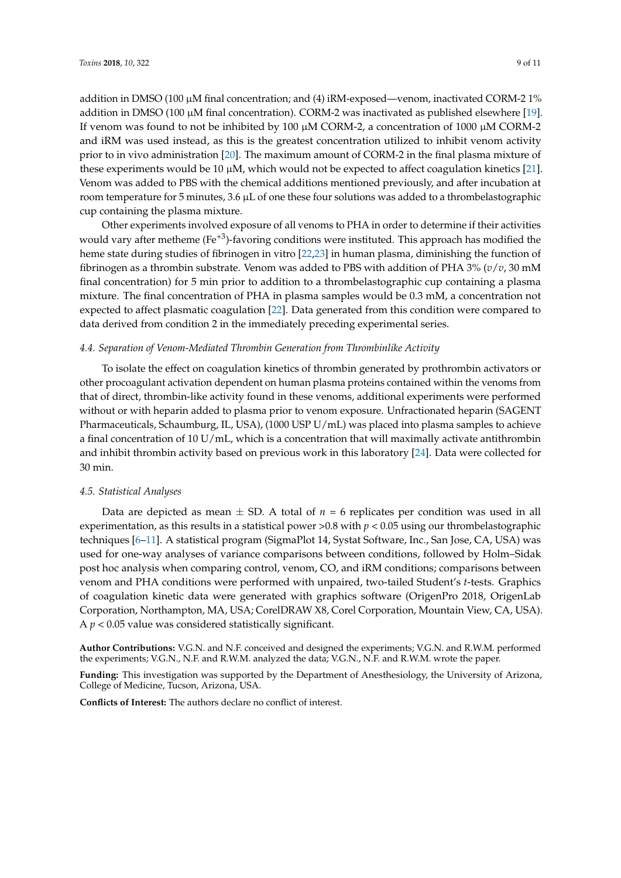addition in DMSO (100 μM final concentration; and (4) iRM-exposed—venom, inactivated CORM-2 1% addition in DMSO (100 μM final concentration). CORM-2 was inactivated as published elsewhere [19]. If venom was found to not be inhibited by 100 μM CORM-2, a concentration of 1000 μM CORM-2 and iRM was used instead, as this is the greatest concentration utilized to inhibit venom activity prior to in vivo administration [20]. The maximum amount of CORM-2 in the final plasma mixture of these experiments would be 10 μM, which would not be expected to affect coagulation kinetics [21]. Venom was added to PBS with the chemical additions mentioned previously, and after incubation at room temperature for 5 minutes, 3.6 μL of one these four solutions was added to a thrombelastographic cup containing the plasma mixture.

Other experiments involved exposure of all venoms to PHA in order to determine if their activities would vary after metheme ($Fe^{+3}$)-favoring conditions were instituted. This approach has modified the heme state during studies of fibrinogen in vitro [22,23] in human plasma, diminishing the function of fibrinogen as a thrombin substrate. Venom was added to PBS with addition of PHA 3% (*v*/*v*, 30 mM final concentration) for 5 min prior to addition to a thrombelastographic cup containing a plasma mixture. The final concentration of PHA in plasma samples would be 0.3 mM, a concentration not expected to affect plasmatic coagulation [22]. Data generated from this condition were compared to data derived from condition 2 in the immediately preceding experimental series.

### 4.4. Separation of Venom-Mediated Thrombin Generation from Thrombinlike Activity

To isolate the effect on coagulation kinetics of thrombin generated by prothrombin activators or other procoagulant activation dependent on human plasma proteins contained within the venoms from that of direct, thrombin-like activity found in these venoms, additional experiments were performed without or with heparin added to plasma prior to venom exposure. Unfractionated heparin (SAGENT Pharmaceuticals, Schaumburg, IL, USA), (1000 USP U/mL) was placed into plasma samples to achieve a final concentration of 10 U/mL, which is a concentration that will maximally activate antithrombin and inhibit thrombin activity based on previous work in this laboratory [24]. Data were collected for 30 min.

### 4.5. Statistical Analyses

Data are depicted as mean ± SD. A total of $n = 6$ replicates per condition was used in all experimentation, as this results in a statistical power >0.8 with $p < 0.05$ using our thrombelastographic techniques [6–11]. A statistical program (SigmaPlot 14, Systat Software, Inc., San Jose, CA, USA) was used for one-way analyses of variance comparisons between conditions, followed by Holm–Sidak post hoc analysis when comparing control, venom, CO, and iRM conditions; comparisons between venom and PHA conditions were performed with unpaired, two-tailed Student's *t*-tests. Graphics of coagulation kinetic data were generated with graphics software (OrigenPro 2018, OrigenLab Corporation, Northampton, MA, USA; CorelDRAW X8, Corel Corporation, Mountain View, CA, USA). A $p < 0.05$ value was considered statistically significant.

**Author Contributions:** V.G.N. and N.F. conceived and designed the experiments; V.G.N. and R.W.M. performed the experiments; V.G.N., N.F. and R.W.M. analyzed the data; V.G.N., N.F. and R.W.M. wrote the paper.

**Funding:** This investigation was supported by the Department of Anesthesiology, the University of Arizona, College of Medicine, Tucson, Arizona, USA.

**Conflicts of Interest:** The authors declare no conflict of interest.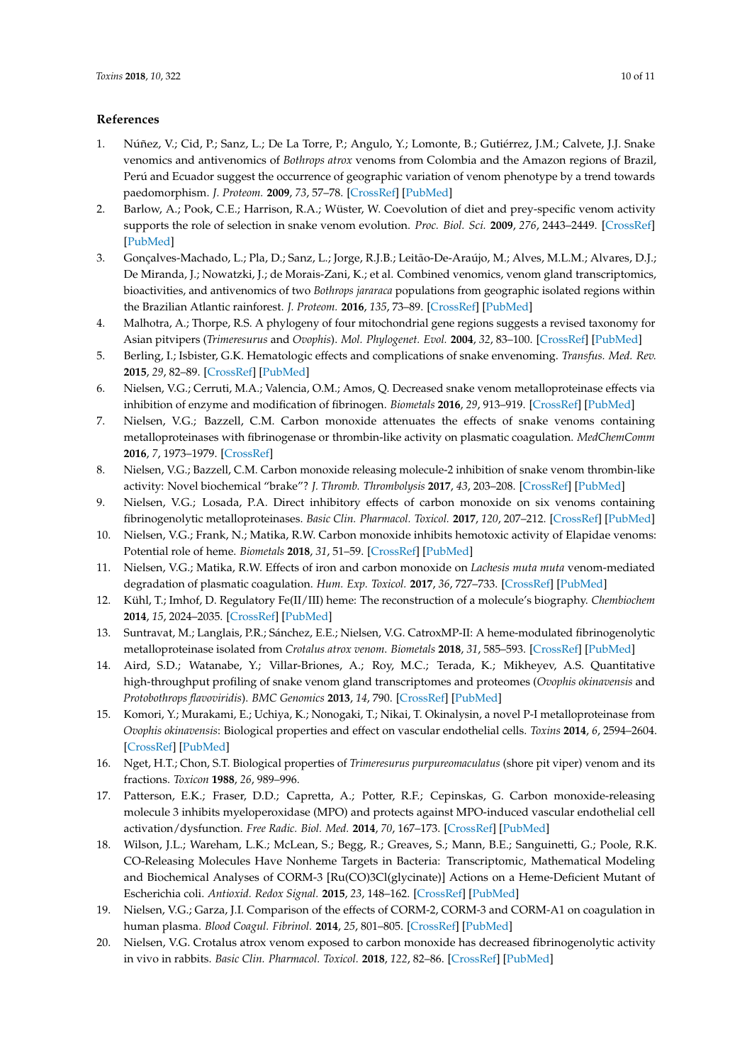## References

1. Núñez, V.; Cid, P.; Sanz, L.; De La Torre, P.; Angulo, Y.; Lomonte, B.; Gutiérrez, J.M.; Calvete, J.J. Snake venomics and antivenomics of *Bothrops atrox* venoms from Colombia and the Amazon regions of Brazil, Perú and Ecuador suggest the occurrence of geographic variation of venom phenotype by a trend towards paedomorphism. *J. Proteom.* **2009**, *73*, 57–78. [CrossRef] [PubMed]
2. Barlow, A.; Pook, C.E.; Harrison, R.A.; Wüster, W. Coevolution of diet and prey-specific venom activity supports the role of selection in snake venom evolution. *Proc. Biol. Sci.* **2009**, *276*, 2443–2449. [CrossRef] [PubMed]
3. Gonçalves-Machado, L.; Pla, D.; Sanz, L.; Jorge, R.J.B.; Leitão-De-Araújo, M.; Alves, M.L.M.; Alvares, D.J.; De Miranda, J.; Nowatzki, J.; de Morais-Zani, K.; et al. Combined venomics, venom gland transcriptomics, bioactivities, and antivenomics of two *Bothrops jararaca* populations from geographic isolated regions within the Brazilian Atlantic rainforest. *J. Proteom.* **2016**, *135*, 73–89. [CrossRef] [PubMed]
4. Malhotra, A.; Thorpe, R.S. A phylogeny of four mitochondrial gene regions suggests a revised taxonomy for Asian pitvipers (*Trimeresurus* and *Ovophis*). *Mol. Phylogenet. Evol.* **2004**, *32*, 83–100. [CrossRef] [PubMed]
5. Berling, I.; Isbister, G.K. Hematologic effects and complications of snake envenoming. *Transfus. Med. Rev.* **2015**, *29*, 82–89. [CrossRef] [PubMed]
6. Nielsen, V.G.; Cerruti, M.A.; Valencia, O.M.; Amos, Q. Decreased snake venom metalloproteinase effects via inhibition of enzyme and modification of fibrinogen. *Biometals* **2016**, *29*, 913–919. [CrossRef] [PubMed]
7. Nielsen, V.G.; Bazzell, C.M. Carbon monoxide attenuates the effects of snake venoms containing metalloproteinases with fibrinogenase or thrombin-like activity on plasmatic coagulation. *MedChemComm* **2016**, *7*, 1973–1979. [CrossRef]
8. Nielsen, V.G.; Bazzell, C.M. Carbon monoxide releasing molecule-2 inhibition of snake venom thrombin-like activity: Novel biochemical "brake"? *J. Thromb. Thrombolysis* **2017**, *43*, 203–208. [CrossRef] [PubMed]
9. Nielsen, V.G.; Losada, P.A. Direct inhibitory effects of carbon monoxide on six venoms containing fibrinogenolytic metalloproteinases. *Basic Clin. Pharmacol. Toxicol.* **2017**, *120*, 207–212. [CrossRef] [PubMed]
10. Nielsen, V.G.; Frank, N.; Matika, R.W. Carbon monoxide inhibits hemotoxic activity of Elapidae venoms: Potential role of heme. *Biometals* **2018**, *31*, 51–59. [CrossRef] [PubMed]
11. Nielsen, V.G.; Matika, R.W. Effects of iron and carbon monoxide on *Lachesis muta muta* venom-mediated degradation of plasmatic coagulation. *Hum. Exp. Toxicol.* **2017**, *36*, 727–733. [CrossRef] [PubMed]
12. Kühl, T.; Imhof, D. Regulatory Fe(II/III) heme: The reconstruction of a molecule's biography. *Chembiochem* **2014**, *15*, 2024–2035. [CrossRef] [PubMed]
13. Suntravat, M.; Langlais, P.R.; Sánchez, E.E.; Nielsen, V.G. CatroxMP-II: A heme-modulated fibrinogenolytic metalloproteinase isolated from *Crotalus atrox venom*. *Biometals* **2018**, *31*, 585–593. [CrossRef] [PubMed]
14. Aird, S.D.; Watanabe, Y.; Villar-Briones, A.; Roy, M.C.; Terada, K.; Mikheyev, A.S. Quantitative high-throughput profiling of snake venom gland transcriptomes and proteomes (*Ovophis okinavensis* and *Protobothrops flavoviridis*). *BMC Genomics* **2013**, *14*, 790. [CrossRef] [PubMed]
15. Komori, Y.; Murakami, E.; Uchiya, K.; Nonogaki, T.; Nikai, T. Okinalysin, a novel P-I metalloproteinase from *Ovophis okinavensis*: Biological properties and effect on vascular endothelial cells. *Toxins* **2014**, *6*, 2594–2604. [CrossRef] [PubMed]
16. Nget, H.T.; Chon, S.T. Biological properties of *Trimeresurus purpureomaculatus* (shore pit viper) venom and its fractions. *Toxicon* **1988**, *26*, 989–996.
17. Patterson, E.K.; Fraser, D.D.; Capretta, A.; Potter, R.F.; Cepinskas, G. Carbon monoxide-releasing molecule 3 inhibits myeloperoxidase (MPO) and protects against MPO-induced vascular endothelial cell activation/dysfunction. *Free Radic. Biol. Med.* **2014**, *70*, 167–173. [CrossRef] [PubMed]
18. Wilson, J.L.; Wareham, L.K.; McLean, S.; Begg, R.; Greaves, S.; Mann, B.E.; Sanguinetti, G.; Poole, R.K. CO-Releasing Molecules Have Nonheme Targets in Bacteria: Transcriptomic, Mathematical Modeling and Biochemical Analyses of CORM-3 [Ru(CO)3Cl(glycinate)] Actions on a Heme-Deficient Mutant of Escherichia coli. *Antioxid. Redox Signal.* **2015**, *23*, 148–162. [CrossRef] [PubMed]
19. Nielsen, V.G.; Garza, J.I. Comparison of the effects of CORM-2, CORM-3 and CORM-A1 on coagulation in human plasma. *Blood Coagul. Fibrinol.* **2014**, *25*, 801–805. [CrossRef] [PubMed]
20. Nielsen, V.G. Crotalus atrox venom exposed to carbon monoxide has decreased fibrinogenolytic activity in vivo in rabbits. *Basic Clin. Pharmacol. Toxicol.* **2018**, *122*, 82–86. [CrossRef] [PubMed]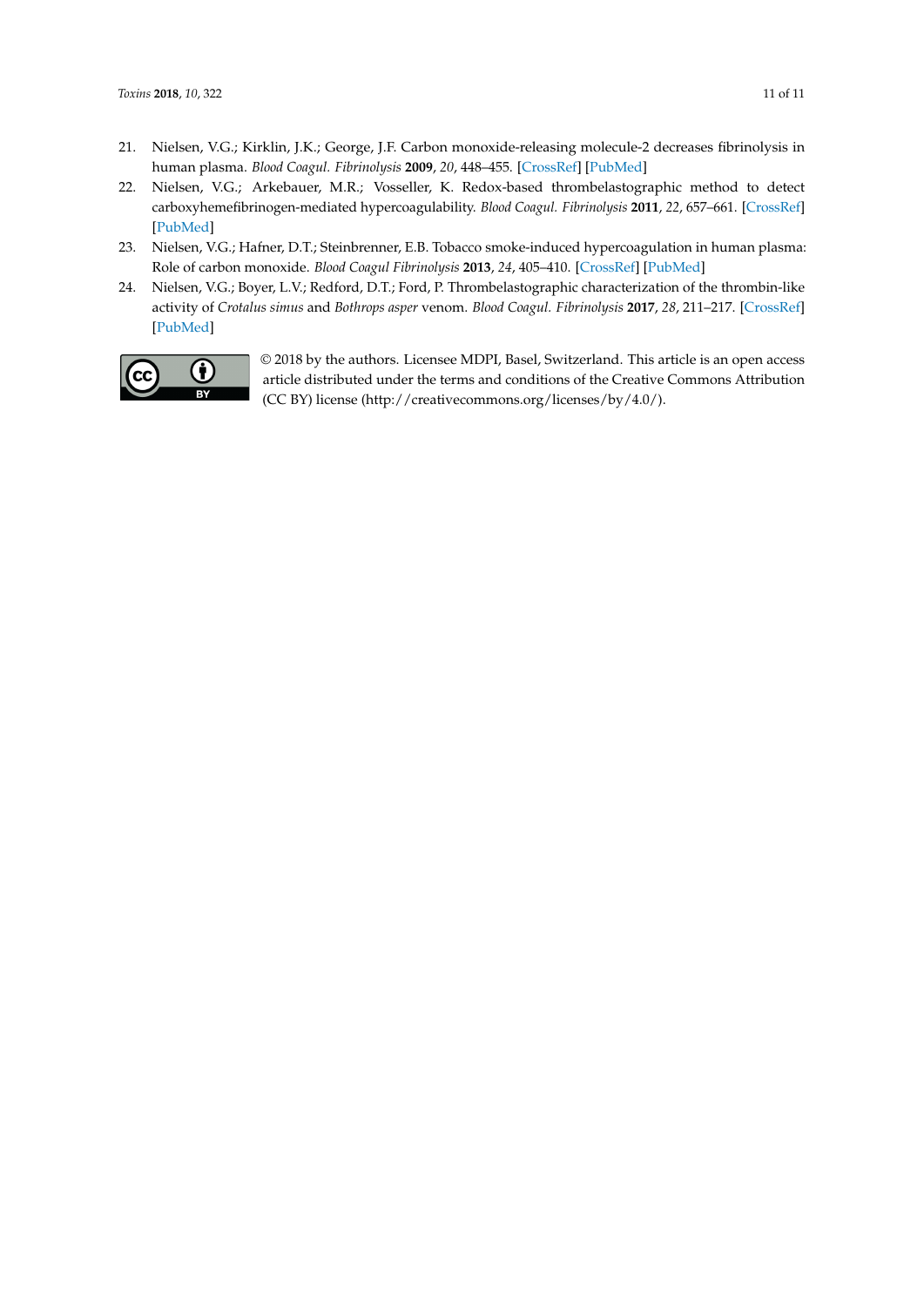21. Nielsen, V.G.; Kirklin, J.K.; George, J.F. Carbon monoxide-releasing molecule-2 decreases fibrinolysis in human plasma. *Blood Coagul. Fibrinolysis* **2009**, *20*, 448–455. [CrossRef] [PubMed]
22. Nielsen, V.G.; Arkebauer, M.R.; Vosseller, K. Redox-based thrombelastographic method to detect carboxyhemefibrinogen-mediated hypercoagulability. *Blood Coagul. Fibrinolysis* **2011**, *22*, 657–661. [CrossRef] [PubMed]
23. Nielsen, V.G.; Hafner, D.T.; Steinbrenner, E.B. Tobacco smoke-induced hypercoagulation in human plasma: Role of carbon monoxide. *Blood Coagul Fibrinolysis* **2013**, *24*, 405–410. [CrossRef] [PubMed]
24. Nielsen, V.G.; Boyer, L.V.; Redford, D.T.; Ford, P. Thrombelastographic characterization of the thrombin-like activity of *Crotalus simus* and *Bothrops asper* venom. *Blood Coagul. Fibrinolysis* **2017**, *28*, 211–217. [CrossRef] [PubMed]

© 2018 by the authors. Licensee MDPI, Basel, Switzerland. This article is an open access article distributed under the terms and conditions of the Creative Commons Attribution (CC BY) license (http://creativecommons.org/licenses/by/4.0/).